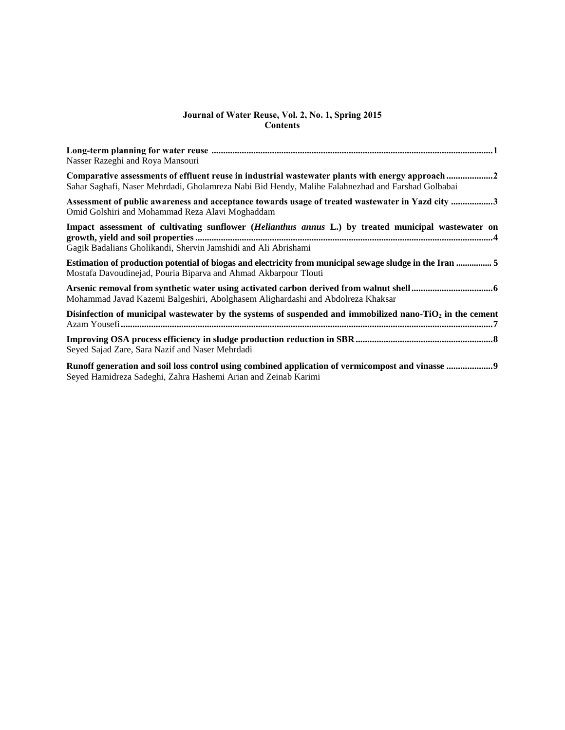**Journal of Water Reuse, Vol. 2, No. 1, Spring 2015**
**Contents**

**Long-term planning for water reuse** ........................................................................................................................1
Nasser Razeghi and Roya Mansouri

**Comparative assessments of effluent reuse in industrial wastewater plants with energy approach** ....................2
Sahar Saghafi, Naser Mehrdadi, Gholamreza Nabi Bid Hendy, Malihe Falahnezhad and Farshad Golbabai

**Assessment of public awareness and acceptance towards usage of treated wastewater in Yazd city** ..................3
Omid Golshiri and Mohammad Reza Alavi Moghaddam

**Impact assessment of cultivating sunflower (*Helianthus annus* L.) by treated municipal wastewater on growth, yield and soil properties** ...............................................................................................................................4
Gagik Badalians Gholikandi, Shervin Jamshidi and Ali Abrishami

**Estimation of production potential of biogas and electricity from municipal sewage sludge in the Iran** ................ 5
Mostafa Davoudinejad, Pouria Biparva and Ahmad Akbarpour Tlouti

**Arsenic removal from synthetic water using activated carbon derived from walnut shell** ..................................6
Mohammad Javad Kazemi Balgeshiri, Abolghasem Alighardashi and Abdolreza Khaksar

**Disinfection of municipal wastewater by the systems of suspended and immobilized nano-$TiO_2$ in the cement**
Azam Yousefi ...............................................................................................................................................................7

**Improving OSA process efficiency in sludge production reduction in SBR** ...........................................................8
Seyed Sajad Zare, Sara Nazif and Naser Mehrdadi

**Runoff generation and soil loss control using combined application of vermicompost and vinasse** ....................9
Seyed Hamidreza Sadeghi, Zahra Hashemi Arian and Zeinab Karimi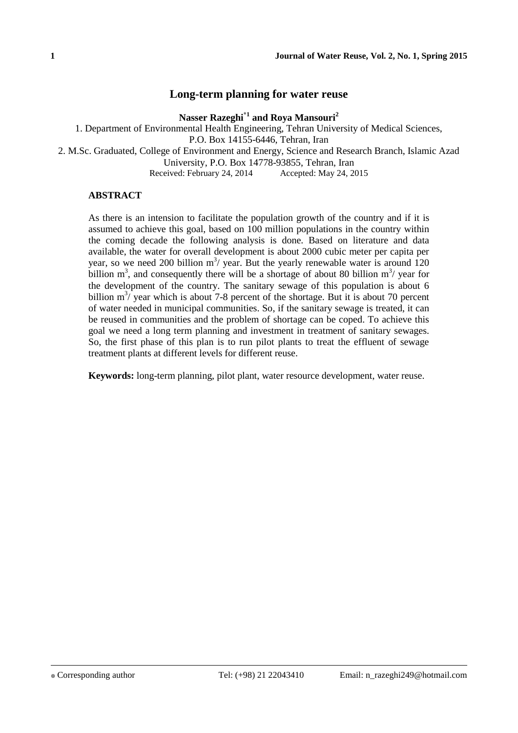# Long-term planning for water reuse

**Nasser Razeghi*[1] and Roya Mansouri[2]**

1. Department of Environmental Health Engineering, Tehran University of Medical Sciences, P.O. Box 14155-6446, Tehran, Iran

2. M.Sc. Graduated, College of Environment and Energy, Science and Research Branch, Islamic Azad University, P.O. Box 14778-93855, Tehran, Iran

Received: February 24, 2014 Accepted: May 24, 2015

## ABSTRACT

As there is an intension to facilitate the population growth of the country and if it is assumed to achieve this goal, based on 100 million populations in the country within the coming decade the following analysis is done. Based on literature and data available, the water for overall development is about 2000 cubic meter per capita per year, so we need 200 billion $m^3$/ year. But the yearly renewable water is around 120 billion $m^3$, and consequently there will be a shortage of about 80 billion $m^3$/ year for the development of the country. The sanitary sewage of this population is about 6 billion $m^3$/ year which is about 7-8 percent of the shortage. But it is about 70 percent of water needed in municipal communities. So, if the sanitary sewage is treated, it can be reused in communities and the problem of shortage can be coped. To achieve this goal we need a long term planning and investment in treatment of sanitary sewages. So, the first phase of this plan is to run pilot plants to treat the effluent of sewage treatment plants at different levels for different reuse.

**Keywords:** long-term planning, pilot plant, water resource development, water reuse.

* Corresponding author Tel: (+98) 21 22043410 Email: n_razeghi249@hotmail.com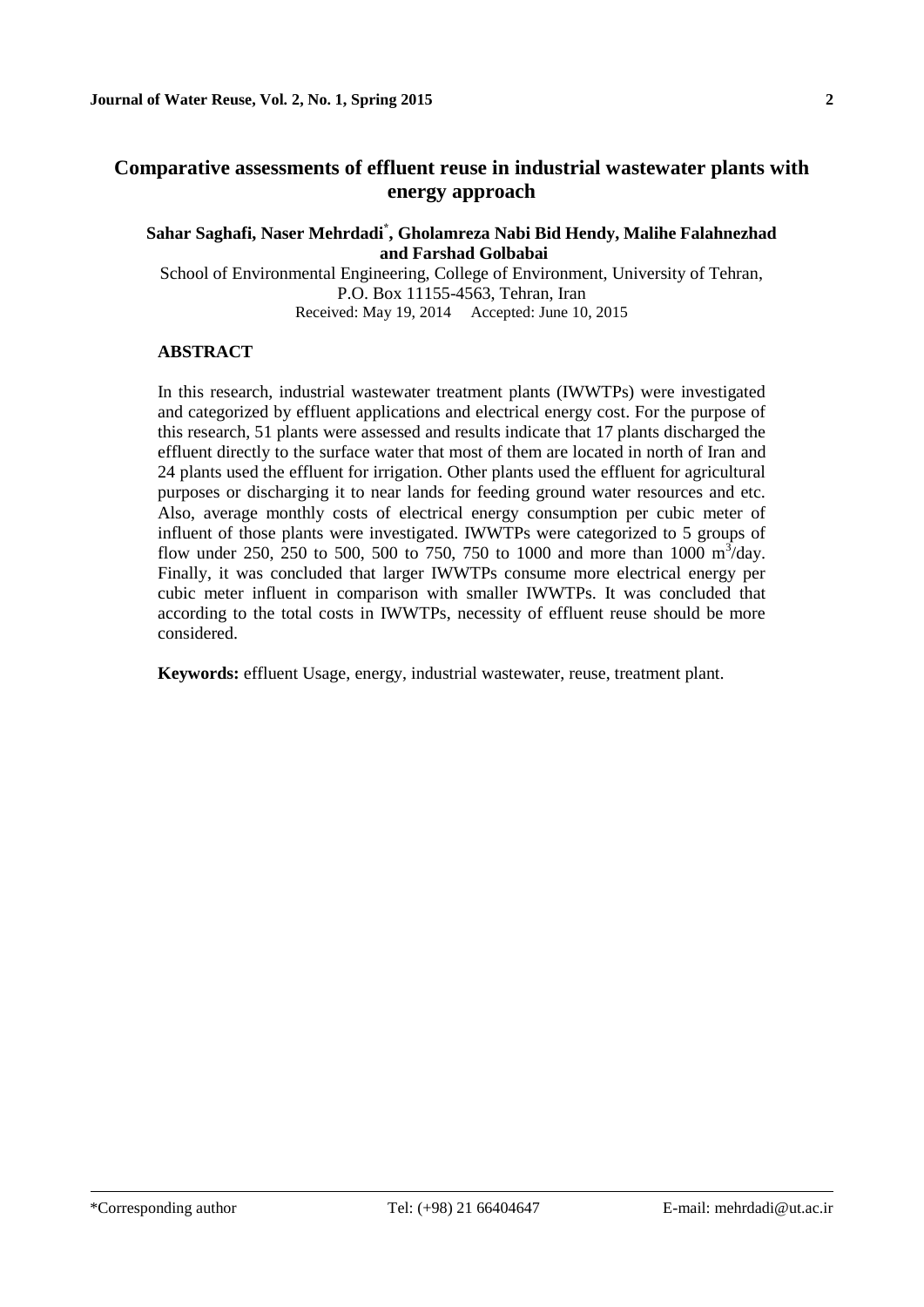# Comparative assessments of effluent reuse in industrial wastewater plants with energy approach

**Sahar Saghafi, Naser Mehrdadi[*], Gholamreza Nabi Bid Hendy, Malihe Falahnezhad and Farshad Golbabai**

School of Environmental Engineering, College of Environment, University of Tehran, P.O. Box 11155-4563, Tehran, Iran

Received: May 19, 2014 Accepted: June 10, 2015

## ABSTRACT

In this research, industrial wastewater treatment plants (IWWTPs) were investigated and categorized by effluent applications and electrical energy cost. For the purpose of this research, 51 plants were assessed and results indicate that 17 plants discharged the effluent directly to the surface water that most of them are located in north of Iran and 24 plants used the effluent for irrigation. Other plants used the effluent for agricultural purposes or discharging it to near lands for feeding ground water resources and etc. Also, average monthly costs of electrical energy consumption per cubic meter of influent of those plants were investigated. IWWTPs were categorized to 5 groups of flow under 250, 250 to 500, 500 to 750, 750 to 1000 and more than 1000 $m^3$/day. Finally, it was concluded that larger IWWTPs consume more electrical energy per cubic meter influent in comparison with smaller IWWTPs. It was concluded that according to the total costs in IWWTPs, necessity of effluent reuse should be more considered.

**Keywords:** effluent Usage, energy, industrial wastewater, reuse, treatment plant.

---

*Corresponding author Tel: (+98) 21 66404647 E-mail: mehrdadi@ut.ac.ir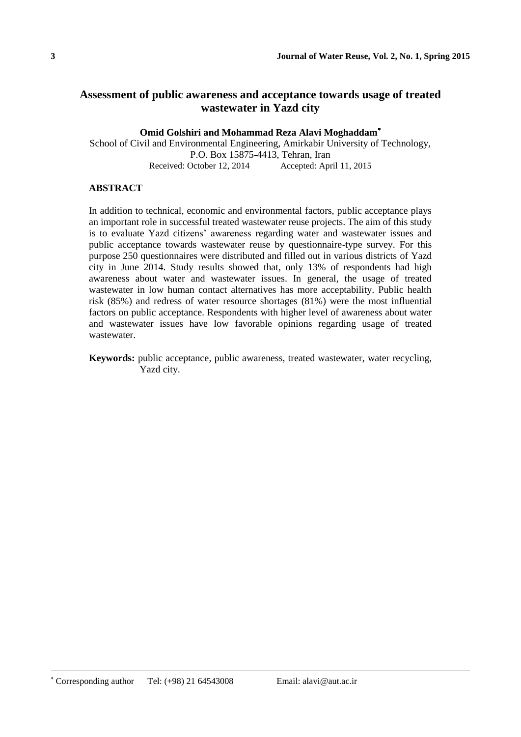# Assessment of public awareness and acceptance towards usage of treated wastewater in Yazd city

**Omid Golshiri and Mohammad Reza Alavi Moghaddam***

School of Civil and Environmental Engineering, Amirkabir University of Technology, P.O. Box 15875-4413, Tehran, Iran

Received: October 12, 2014 Accepted: April 11, 2015

## ABSTRACT

In addition to technical, economic and environmental factors, public acceptance plays an important role in successful treated wastewater reuse projects. The aim of this study is to evaluate Yazd citizens' awareness regarding water and wastewater issues and public acceptance towards wastewater reuse by questionnaire-type survey. For this purpose 250 questionnaires were distributed and filled out in various districts of Yazd city in June 2014. Study results showed that, only 13% of respondents had high awareness about water and wastewater issues. In general, the usage of treated wastewater in low human contact alternatives has more acceptability. Public health risk (85%) and redress of water resource shortages (81%) were the most influential factors on public acceptance. Respondents with higher level of awareness about water and wastewater issues have low favorable opinions regarding usage of treated wastewater.

**Keywords:** public acceptance, public awareness, treated wastewater, water recycling, Yazd city.

---

* Corresponding author Tel: (+98) 21 64543008 Email: alavi@aut.ac.ir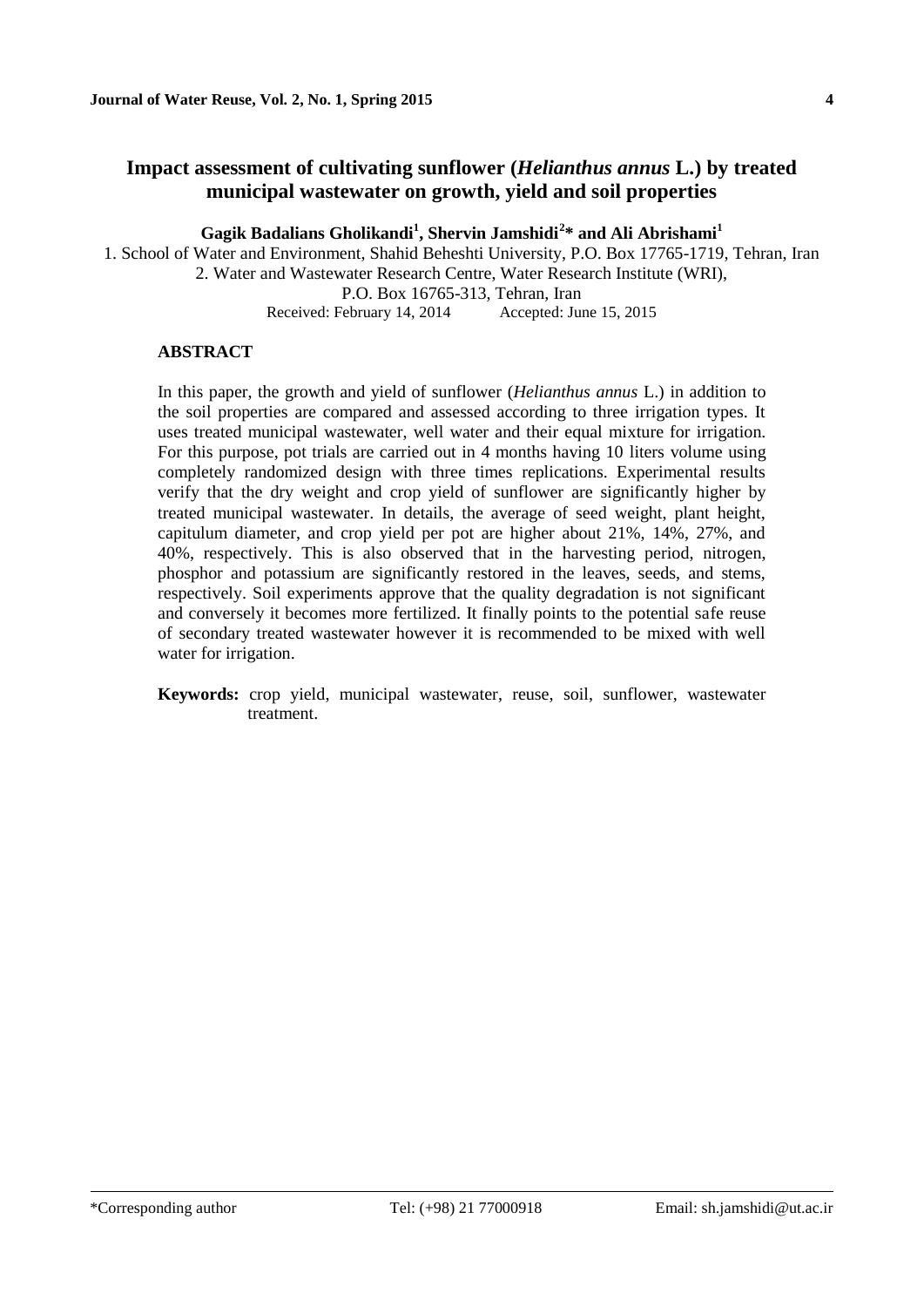# Impact assessment of cultivating sunflower (*Helianthus annus* L.) by treated municipal wastewater on growth, yield and soil properties

**Gagik Badalians Gholikandi[1], Shervin Jamshidi[2]* and Ali Abrishami[1]**

1. School of Water and Environment, Shahid Beheshti University, P.O. Box 17765-1719, Tehran, Iran
2. Water and Wastewater Research Centre, Water Research Institute (WRI), P.O. Box 16765-313, Tehran, Iran

Received: February 14, 2014     Accepted: June 15, 2015

## ABSTRACT

In this paper, the growth and yield of sunflower (*Helianthus annus* L.) in addition to the soil properties are compared and assessed according to three irrigation types. It uses treated municipal wastewater, well water and their equal mixture for irrigation. For this purpose, pot trials are carried out in 4 months having 10 liters volume using completely randomized design with three times replications. Experimental results verify that the dry weight and crop yield of sunflower are significantly higher by treated municipal wastewater. In details, the average of seed weight, plant height, capitulum diameter, and crop yield per pot are higher about 21%, 14%, 27%, and 40%, respectively. This is also observed that in the harvesting period, nitrogen, phosphor and potassium are significantly restored in the leaves, seeds, and stems, respectively. Soil experiments approve that the quality degradation is not significant and conversely it becomes more fertilized. It finally points to the potential safe reuse of secondary treated wastewater however it is recommended to be mixed with well water for irrigation.

**Keywords:** crop yield, municipal wastewater, reuse, soil, sunflower, wastewater treatment.

*Corresponding author     Tel: (+98) 21 77000918     Email: sh.jamshidi@ut.ac.ir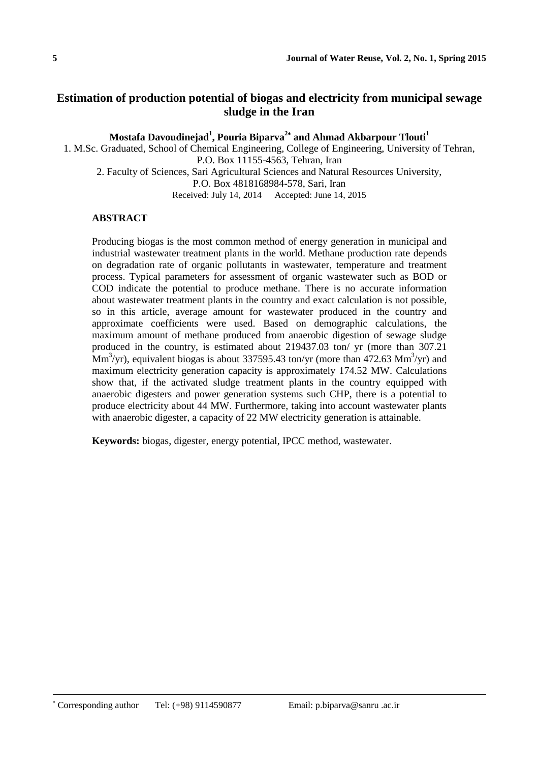# Estimation of production potential of biogas and electricity from municipal sewage sludge in the Iran

**Mostafa Davoudinejad[1], Pouria Biparva[2*] and Ahmad Akbarpour Tlouti[1]**

1. M.Sc. Graduated, School of Chemical Engineering, College of Engineering, University of Tehran, P.O. Box 11155-4563, Tehran, Iran

2. Faculty of Sciences, Sari Agricultural Sciences and Natural Resources University, P.O. Box 4818168984-578, Sari, Iran

Received: July 14, 2014 Accepted: June 14, 2015

## ABSTRACT

Producing biogas is the most common method of energy generation in municipal and industrial wastewater treatment plants in the world. Methane production rate depends on degradation rate of organic pollutants in wastewater, temperature and treatment process. Typical parameters for assessment of organic wastewater such as BOD or COD indicate the potential to produce methane. There is no accurate information about wastewater treatment plants in the country and exact calculation is not possible, so in this article, average amount for wastewater produced in the country and approximate coefficients were used. Based on demographic calculations, the maximum amount of methane produced from anaerobic digestion of sewage sludge produced in the country, is estimated about 219437.03 ton/ yr (more than 307.21 $Mm^3$/yr), equivalent biogas is about 337595.43 ton/yr (more than 472.63 $Mm^3$/yr) and maximum electricity generation capacity is approximately 174.52 MW. Calculations show that, if the activated sludge treatment plants in the country equipped with anaerobic digesters and power generation systems such CHP, there is a potential to produce electricity about 44 MW. Furthermore, taking into account wastewater plants with anaerobic digester, a capacity of 22 MW electricity generation is attainable.

**Keywords:** biogas, digester, energy potential, IPCC method, wastewater.

---

* Corresponding author Tel: (+98) 9114590877 Email: p.biparva@sanru .ac.ir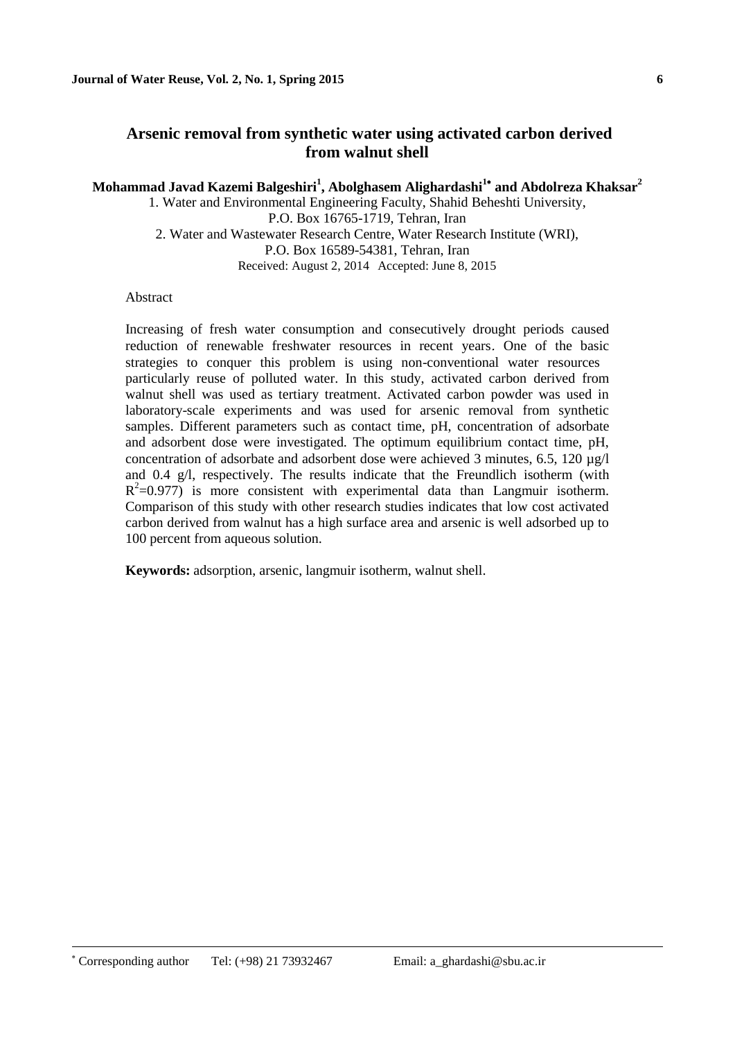# Arsenic removal from synthetic water using activated carbon derived from walnut shell

**Mohammad Javad Kazemi Balgeshiri[1], Abolghasem Alighardashi[1*] and Abdolreza Khaksar[2]**

1. Water and Environmental Engineering Faculty, Shahid Beheshti University, P.O. Box 16765-1719, Tehran, Iran

2. Water and Wastewater Research Centre, Water Research Institute (WRI), P.O. Box 16589-54381, Tehran, Iran

Received: August 2, 2014 Accepted: June 8, 2015

## Abstract

Increasing of fresh water consumption and consecutively drought periods caused reduction of renewable freshwater resources in recent years. One of the basic strategies to conquer this problem is using non-conventional water resources particularly reuse of polluted water. In this study, activated carbon derived from walnut shell was used as tertiary treatment. Activated carbon powder was used in laboratory-scale experiments and was used for arsenic removal from synthetic samples. Different parameters such as contact time, pH, concentration of adsorbate and adsorbent dose were investigated. The optimum equilibrium contact time, pH, concentration of adsorbate and adsorbent dose were achieved 3 minutes, 6.5, 120 µg/l and 0.4 g/l, respectively. The results indicate that the Freundlich isotherm (with $R^2$=0.977) is more consistent with experimental data than Langmuir isotherm. Comparison of this study with other research studies indicates that low cost activated carbon derived from walnut has a high surface area and arsenic is well adsorbed up to 100 percent from aqueous solution.

**Keywords:** adsorption, arsenic, langmuir isotherm, walnut shell.

---

[*] Corresponding author Tel: (+98) 21 73932467 Email: a_ghardashi@sbu.ac.ir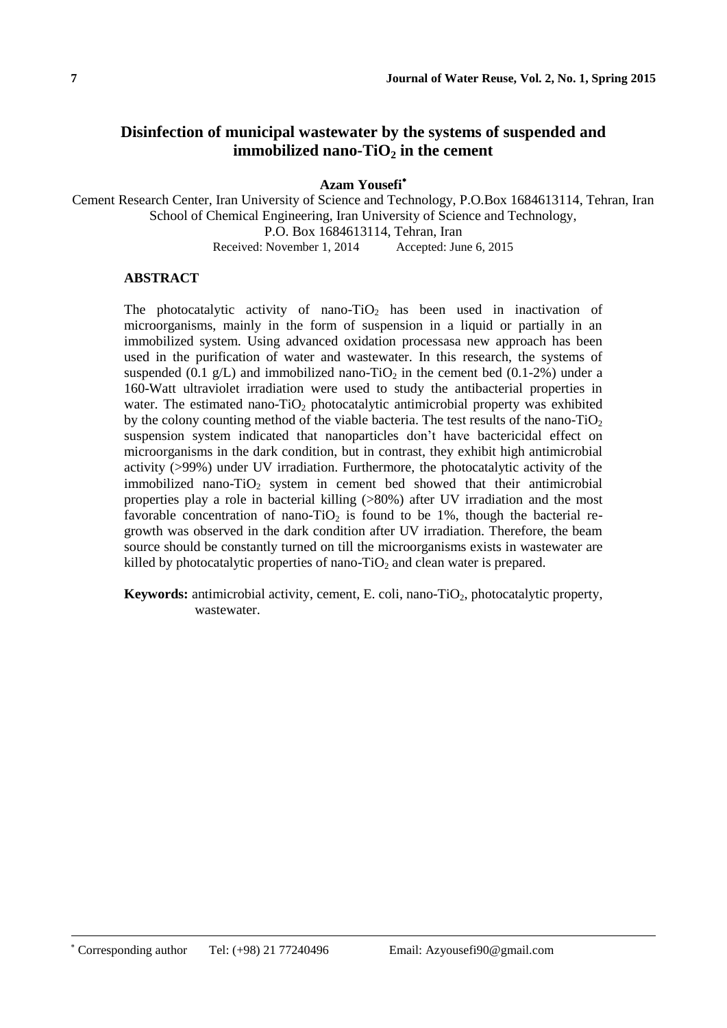# Disinfection of municipal wastewater by the systems of suspended and immobilized nano-$TiO_2$ in the cement

**Azam Yousefi***

Cement Research Center, Iran University of Science and Technology, P.O.Box 1684613114, Tehran, Iran
School of Chemical Engineering, Iran University of Science and Technology,
P.O. Box 1684613114, Tehran, Iran

Received: November 1, 2014 Accepted: June 6, 2015

## ABSTRACT

The photocatalytic activity of nano-$TiO_2$ has been used in inactivation of microorganisms, mainly in the form of suspension in a liquid or partially in an immobilized system. Using advanced oxidation processasa new approach has been used in the purification of water and wastewater. In this research, the systems of suspended (0.1 g/L) and immobilized nano-$TiO_2$ in the cement bed (0.1-2%) under a 160-Watt ultraviolet irradiation were used to study the antibacterial properties in water. The estimated nano-$TiO_2$ photocatalytic antimicrobial property was exhibited by the colony counting method of the viable bacteria. The test results of the nano-$TiO_2$ suspension system indicated that nanoparticles don't have bactericidal effect on microorganisms in the dark condition, but in contrast, they exhibit high antimicrobial activity (>99%) under UV irradiation. Furthermore, the photocatalytic activity of the immobilized nano-$TiO_2$ system in cement bed showed that their antimicrobial properties play a role in bacterial killing (>80%) after UV irradiation and the most favorable concentration of nano-$TiO_2$ is found to be 1%, though the bacterial re-growth was observed in the dark condition after UV irradiation. Therefore, the beam source should be constantly turned on till the microorganisms exists in wastewater are killed by photocatalytic properties of nano-$TiO_2$ and clean water is prepared.

**Keywords:** antimicrobial activity, cement, E. coli, nano-$TiO_2$, photocatalytic property, wastewater.

---

* Corresponding author Tel: (+98) 21 77240496 Email: Azyousefi90@gmail.com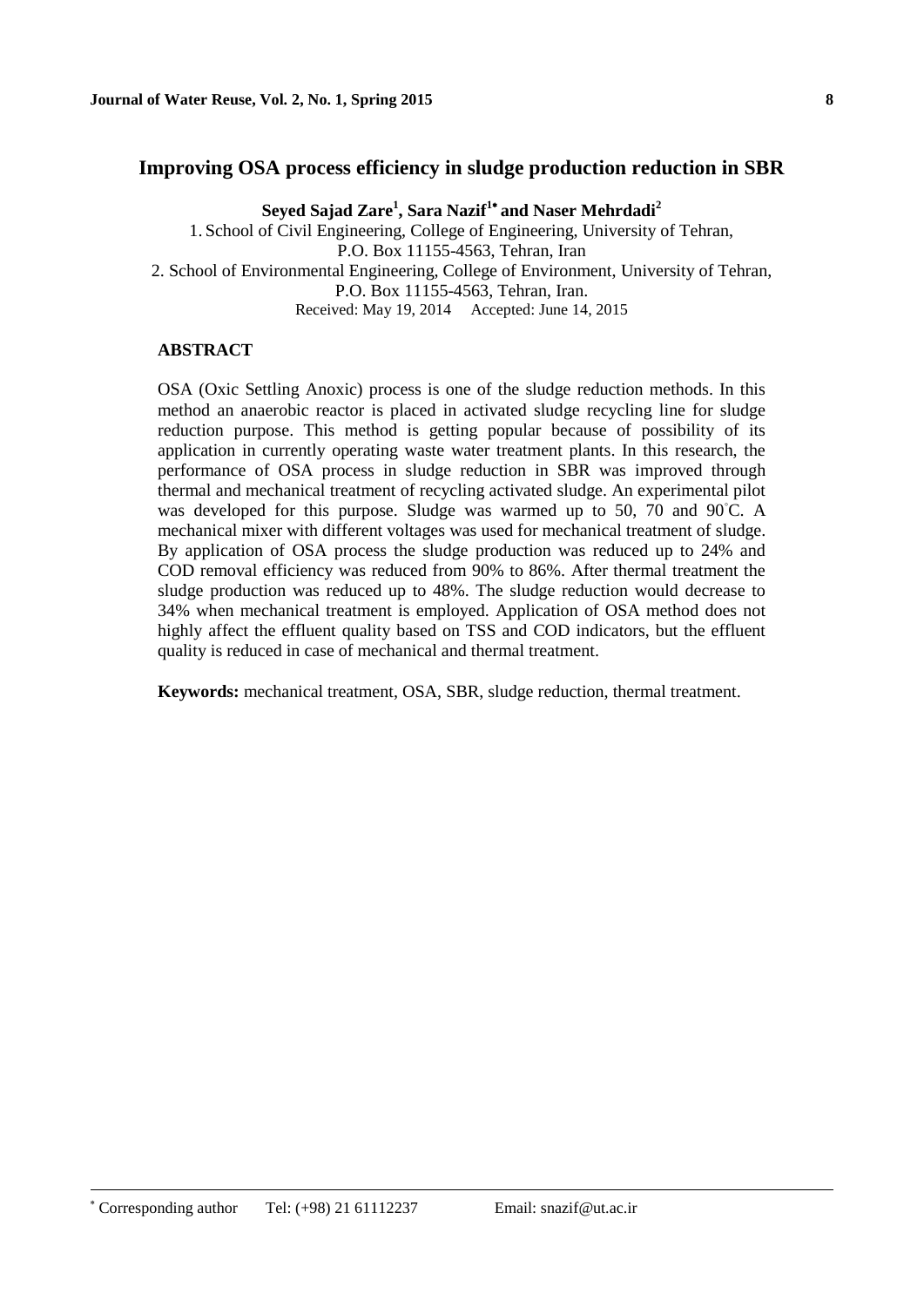# Improving OSA process efficiency in sludge production reduction in SBR

**Seyed Sajad Zare[1], Sara Nazif[1*] and Naser Mehrdadi[2]**

1. School of Civil Engineering, College of Engineering, University of Tehran, P.O. Box 11155-4563, Tehran, Iran
2. School of Environmental Engineering, College of Environment, University of Tehran, P.O. Box 11155-4563, Tehran, Iran.

Received: May 19, 2014 Accepted: June 14, 2015

## ABSTRACT

OSA (Oxic Settling Anoxic) process is one of the sludge reduction methods. In this method an anaerobic reactor is placed in activated sludge recycling line for sludge reduction purpose. This method is getting popular because of possibility of its application in currently operating waste water treatment plants. In this research, the performance of OSA process in sludge reduction in SBR was improved through thermal and mechanical treatment of recycling activated sludge. An experimental pilot was developed for this purpose. Sludge was warmed up to 50, 70 and 90°C. A mechanical mixer with different voltages was used for mechanical treatment of sludge. By application of OSA process the sludge production was reduced up to 24% and COD removal efficiency was reduced from 90% to 86%. After thermal treatment the sludge production was reduced up to 48%. The sludge reduction would decrease to 34% when mechanical treatment is employed. Application of OSA method does not highly affect the effluent quality based on TSS and COD indicators, but the effluent quality is reduced in case of mechanical and thermal treatment.

**Keywords:** mechanical treatment, OSA, SBR, sludge reduction, thermal treatment.

---

* Corresponding author Tel: (+98) 21 61112237 Email: snazif@ut.ac.ir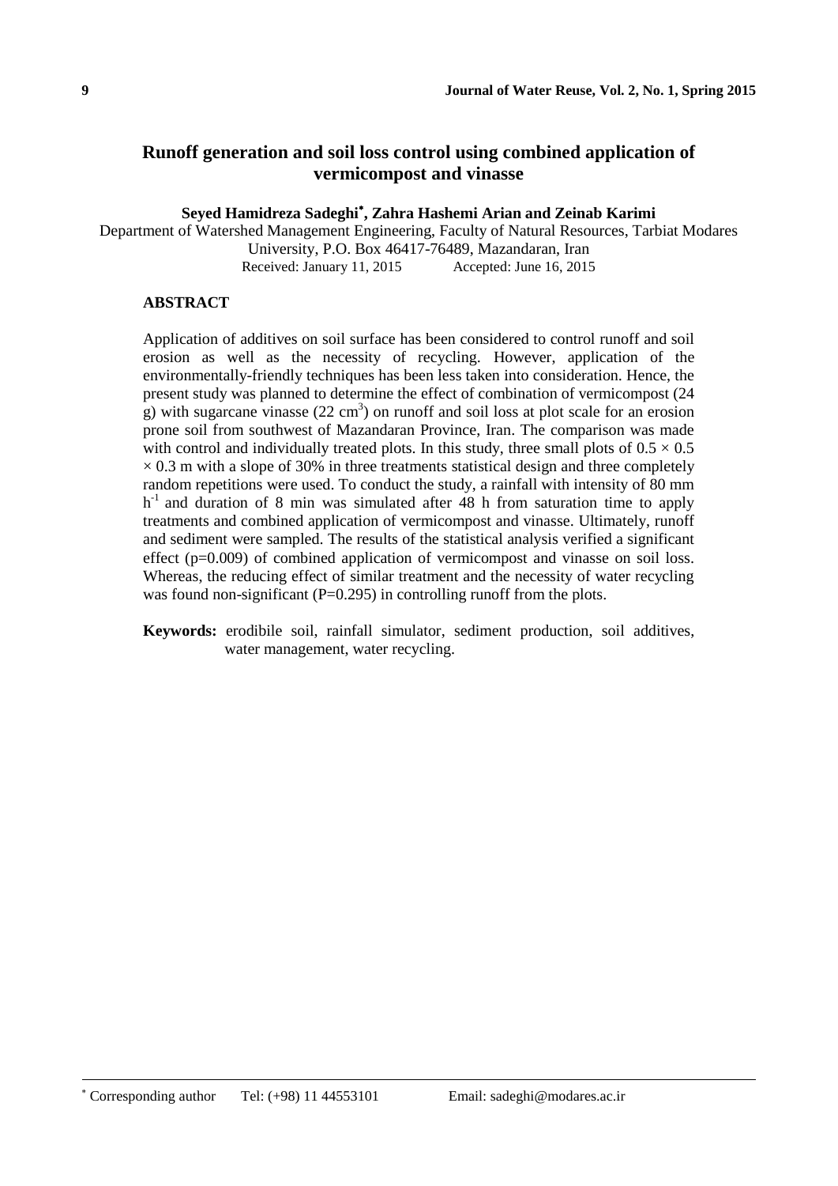# Runoff generation and soil loss control using combined application of vermicompost and vinasse

**Seyed Hamidreza Sadeghi*, Zahra Hashemi Arian and Zeinab Karimi**

Department of Watershed Management Engineering, Faculty of Natural Resources, Tarbiat Modares University, P.O. Box 46417-76489, Mazandaran, Iran

Received: January 11, 2015 Accepted: June 16, 2015

## ABSTRACT

Application of additives on soil surface has been considered to control runoff and soil erosion as well as the necessity of recycling. However, application of the environmentally-friendly techniques has been less taken into consideration. Hence, the present study was planned to determine the effect of combination of vermicompost (24 g) with sugarcane vinasse (22 $cm^3$) on runoff and soil loss at plot scale for an erosion prone soil from southwest of Mazandaran Province, Iran. The comparison was made with control and individually treated plots. In this study, three small plots of $0.5 \times 0.5 \times 0.3$ m with a slope of 30% in three treatments statistical design and three completely random repetitions were used. To conduct the study, a rainfall with intensity of 80 mm $h^{-1}$ and duration of 8 min was simulated after 48 h from saturation time to apply treatments and combined application of vermicompost and vinasse. Ultimately, runoff and sediment were sampled. The results of the statistical analysis verified a significant effect ($p=0.009$) of combined application of vermicompost and vinasse on soil loss. Whereas, the reducing effect of similar treatment and the necessity of water recycling was found non-significant ($P=0.295$) in controlling runoff from the plots.

**Keywords:** erodibile soil, rainfall simulator, sediment production, soil additives, water management, water recycling.

* Corresponding author Tel: (+98) 11 44553101 Email: sadeghi@modares.ac.ir